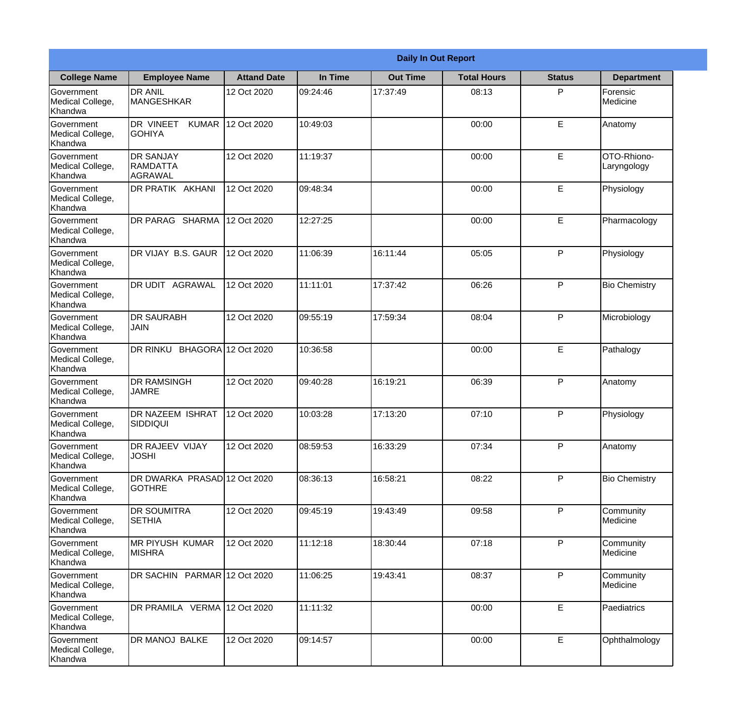**Daily In Out Report**

| College Name | Employee Name | Attand Date | In Time | Out Time | Total Hours | Status | Department |
|---|---|---|---|---|---|---|---|
| Government Medical College, Khandwa | DR ANIL MANGESHKAR | 12 Oct 2020 | 09:24:46 | 17:37:49 | 08:13 | P | Forensic Medicine |
| Government Medical College, Khandwa | DR VINEET KUMAR GOHIYA | 12 Oct 2020 | 10:49:03 | | 00:00 | E | Anatomy |
| Government Medical College, Khandwa | DR SANJAY RAMDATTA AGRAWAL | 12 Oct 2020 | 11:19:37 | | 00:00 | E | OTO-Rhiono-Laryngology |
| Government Medical College, Khandwa | DR PRATIK AKHANI | 12 Oct 2020 | 09:48:34 | | 00:00 | E | Physiology |
| Government Medical College, Khandwa | DR PARAG SHARMA | 12 Oct 2020 | 12:27:25 | | 00:00 | E | Pharmacology |
| Government Medical College, Khandwa | DR VIJAY B.S. GAUR | 12 Oct 2020 | 11:06:39 | 16:11:44 | 05:05 | P | Physiology |
| Government Medical College, Khandwa | DR UDIT AGRAWAL | 12 Oct 2020 | 11:11:01 | 17:37:42 | 06:26 | P | Bio Chemistry |
| Government Medical College, Khandwa | DR SAURABH JAIN | 12 Oct 2020 | 09:55:19 | 17:59:34 | 08:04 | P | Microbiology |
| Government Medical College, Khandwa | DR RINKU BHAGORA | 12 Oct 2020 | 10:36:58 | | 00:00 | E | Pathalogy |
| Government Medical College, Khandwa | DR RAMSINGH JAMRE | 12 Oct 2020 | 09:40:28 | 16:19:21 | 06:39 | P | Anatomy |
| Government Medical College, Khandwa | DR NAZEEM ISHRAT SIDDIQUI | 12 Oct 2020 | 10:03:28 | 17:13:20 | 07:10 | P | Physiology |
| Government Medical College, Khandwa | DR RAJEEV VIJAY JOSHI | 12 Oct 2020 | 08:59:53 | 16:33:29 | 07:34 | P | Anatomy |
| Government Medical College, Khandwa | DR DWARKA PRASAD GOTHRE | 12 Oct 2020 | 08:36:13 | 16:58:21 | 08:22 | P | Bio Chemistry |
| Government Medical College, Khandwa | DR SOUMITRA SETHIA | 12 Oct 2020 | 09:45:19 | 19:43:49 | 09:58 | P | Community Medicine |
| Government Medical College, Khandwa | MR PIYUSH KUMAR MISHRA | 12 Oct 2020 | 11:12:18 | 18:30:44 | 07:18 | P | Community Medicine |
| Government Medical College, Khandwa | DR SACHIN PARMAR | 12 Oct 2020 | 11:06:25 | 19:43:41 | 08:37 | P | Community Medicine |
| Government Medical College, Khandwa | DR PRAMILA VERMA | 12 Oct 2020 | 11:11:32 | | 00:00 | E | Paediatrics |
| Government Medical College, Khandwa | DR MANOJ BALKE | 12 Oct 2020 | 09:14:57 | | 00:00 | E | Ophthalmology |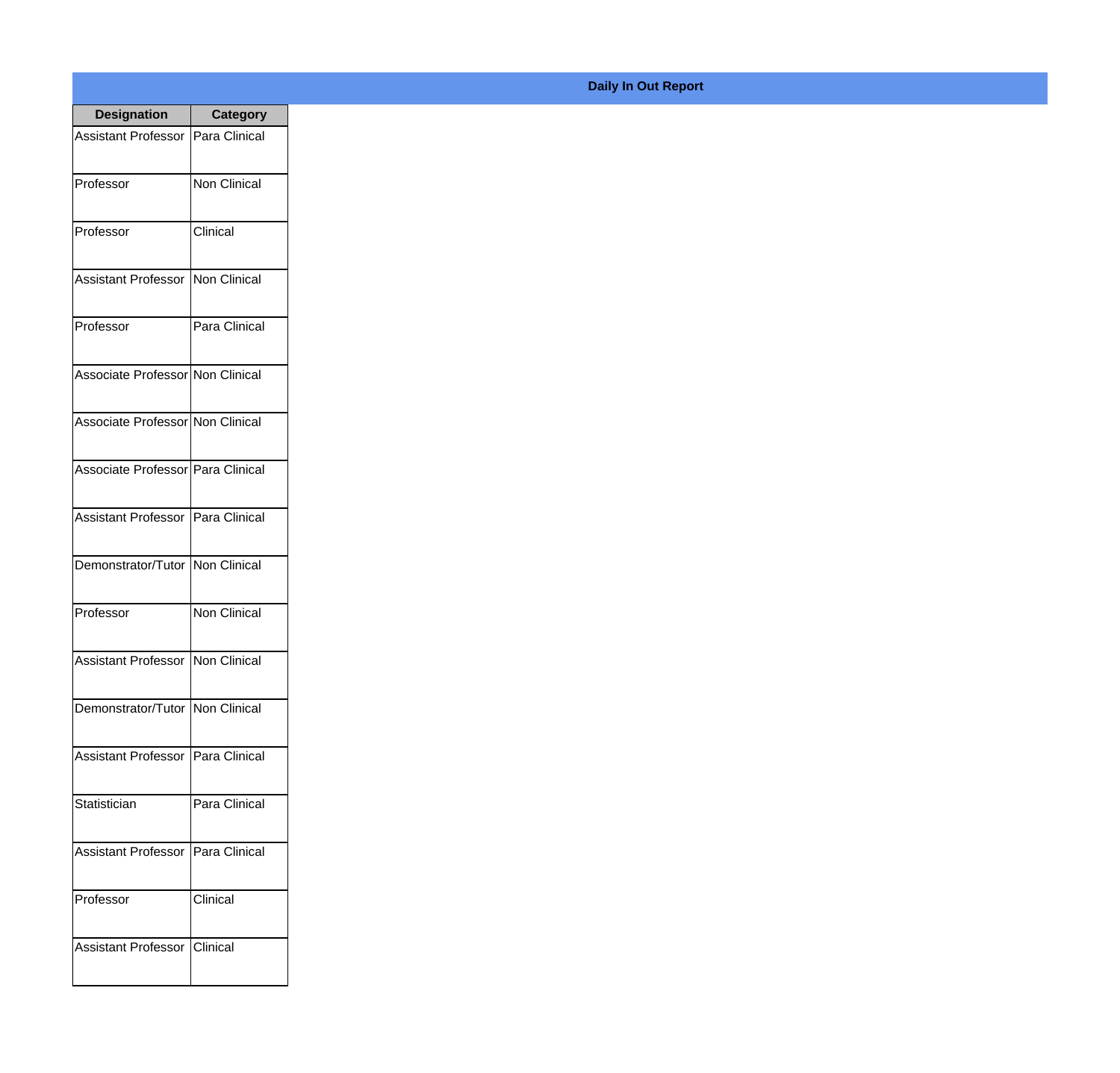## Daily In Out Report

| Designation | Category |
|---|---|
| Assistant Professor | Para Clinical |
| Professor | Non Clinical |
| Professor | Clinical |
| Assistant Professor | Non Clinical |
| Professor | Para Clinical |
| Associate Professor | Non Clinical |
| Associate Professor | Non Clinical |
| Associate Professor | Para Clinical |
| Assistant Professor | Para Clinical |
| Demonstrator/Tutor | Non Clinical |
| Professor | Non Clinical |
| Assistant Professor | Non Clinical |
| Demonstrator/Tutor | Non Clinical |
| Assistant Professor | Para Clinical |
| Statistician | Para Clinical |
| Assistant Professor | Para Clinical |
| Professor | Clinical |
| Assistant Professor | Clinical |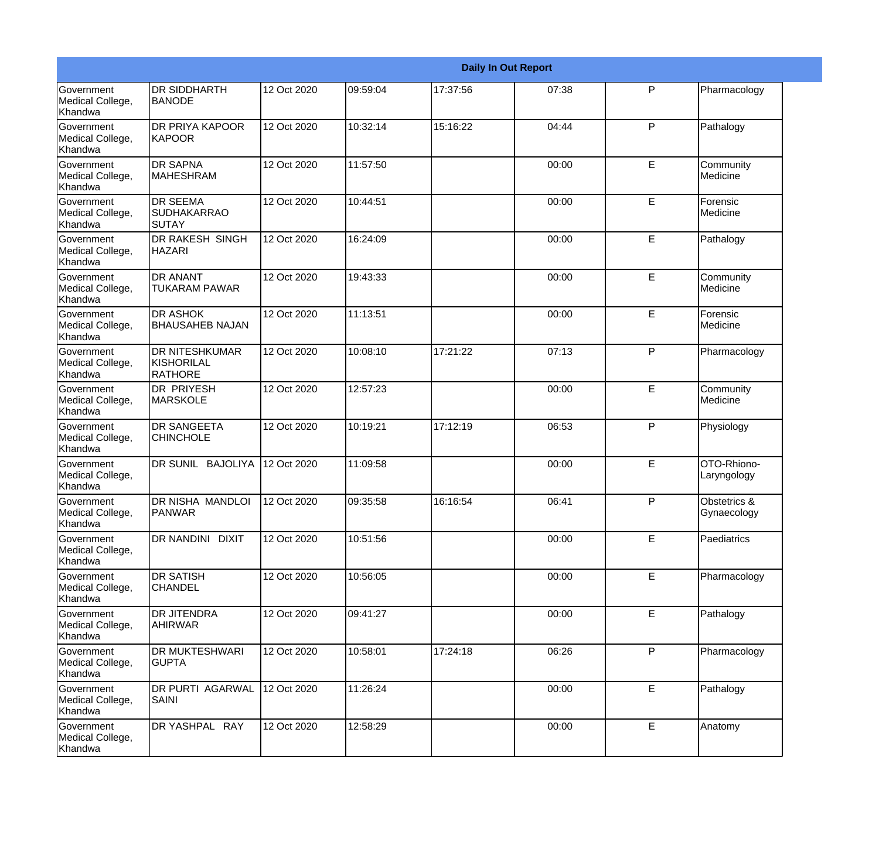| Daily In Out Report | | | | | | | |
|---|---|---|---|---|---|---|---|
| Government Medical College, Khandwa | DR SIDDHARTH BANODE | 12 Oct 2020 | 09:59:04 | 17:37:56 | 07:38 | P | Pharmacology |
| Government Medical College, Khandwa | DR PRIYA KAPOOR KAPOOR | 12 Oct 2020 | 10:32:14 | 15:16:22 | 04:44 | P | Pathalogy |
| Government Medical College, Khandwa | DR SAPNA MAHESHRAM | 12 Oct 2020 | 11:57:50 | | 00:00 | E | Community Medicine |
| Government Medical College, Khandwa | DR SEEMA SUDHAKARRAO SUTAY | 12 Oct 2020 | 10:44:51 | | 00:00 | E | Forensic Medicine |
| Government Medical College, Khandwa | DR RAKESH SINGH HAZARI | 12 Oct 2020 | 16:24:09 | | 00:00 | E | Pathalogy |
| Government Medical College, Khandwa | DR ANANT TUKARAM PAWAR | 12 Oct 2020 | 19:43:33 | | 00:00 | E | Community Medicine |
| Government Medical College, Khandwa | DR ASHOK BHAUSAHEB NAJAN | 12 Oct 2020 | 11:13:51 | | 00:00 | E | Forensic Medicine |
| Government Medical College, Khandwa | DR NITESHKUMAR KISHORILAL RATHORE | 12 Oct 2020 | 10:08:10 | 17:21:22 | 07:13 | P | Pharmacology |
| Government Medical College, Khandwa | DR PRIYESH MARSKOLE | 12 Oct 2020 | 12:57:23 | | 00:00 | E | Community Medicine |
| Government Medical College, Khandwa | DR SANGEETA CHINCHOLE | 12 Oct 2020 | 10:19:21 | 17:12:19 | 06:53 | P | Physiology |
| Government Medical College, Khandwa | DR SUNIL BAJOLIYA | 12 Oct 2020 | 11:09:58 | | 00:00 | E | OTO-Rhiono-Laryngology |
| Government Medical College, Khandwa | DR NISHA MANDLOI PANWAR | 12 Oct 2020 | 09:35:58 | 16:16:54 | 06:41 | P | Obstetrics & Gynaecology |
| Government Medical College, Khandwa | DR NANDINI DIXIT | 12 Oct 2020 | 10:51:56 | | 00:00 | E | Paediatrics |
| Government Medical College, Khandwa | DR SATISH CHANDEL | 12 Oct 2020 | 10:56:05 | | 00:00 | E | Pharmacology |
| Government Medical College, Khandwa | DR JITENDRA AHIRWAR | 12 Oct 2020 | 09:41:27 | | 00:00 | E | Pathalogy |
| Government Medical College, Khandwa | DR MUKTESHWARI GUPTA | 12 Oct 2020 | 10:58:01 | 17:24:18 | 06:26 | P | Pharmacology |
| Government Medical College, Khandwa | DR PURTI AGARWAL SAINI | 12 Oct 2020 | 11:26:24 | | 00:00 | E | Pathalogy |
| Government Medical College, Khandwa | DR YASHPAL RAY | 12 Oct 2020 | 12:58:29 | | 00:00 | E | Anatomy |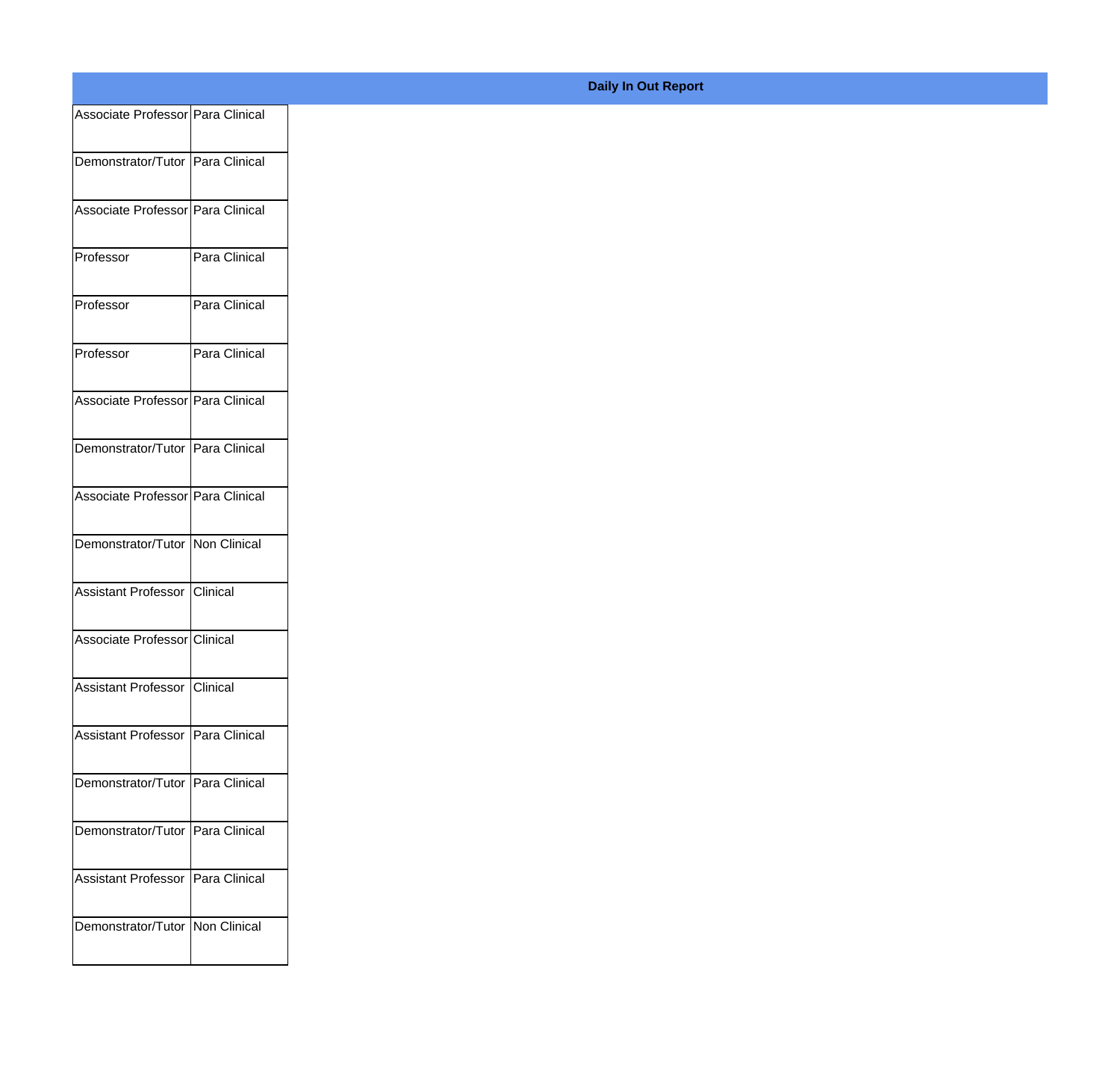**Daily In Out Report**

| | |
|---|---|
| Associate Professor | Para Clinical |
| Demonstrator/Tutor | Para Clinical |
| Associate Professor | Para Clinical |
| Professor | Para Clinical |
| Professor | Para Clinical |
| Professor | Para Clinical |
| Associate Professor | Para Clinical |
| Demonstrator/Tutor | Para Clinical |
| Associate Professor | Para Clinical |
| Demonstrator/Tutor | Non Clinical |
| Assistant Professor | Clinical |
| Associate Professor | Clinical |
| Assistant Professor | Clinical |
| Assistant Professor | Para Clinical |
| Demonstrator/Tutor | Para Clinical |
| Demonstrator/Tutor | Para Clinical |
| Assistant Professor | Para Clinical |
| Demonstrator/Tutor | Non Clinical |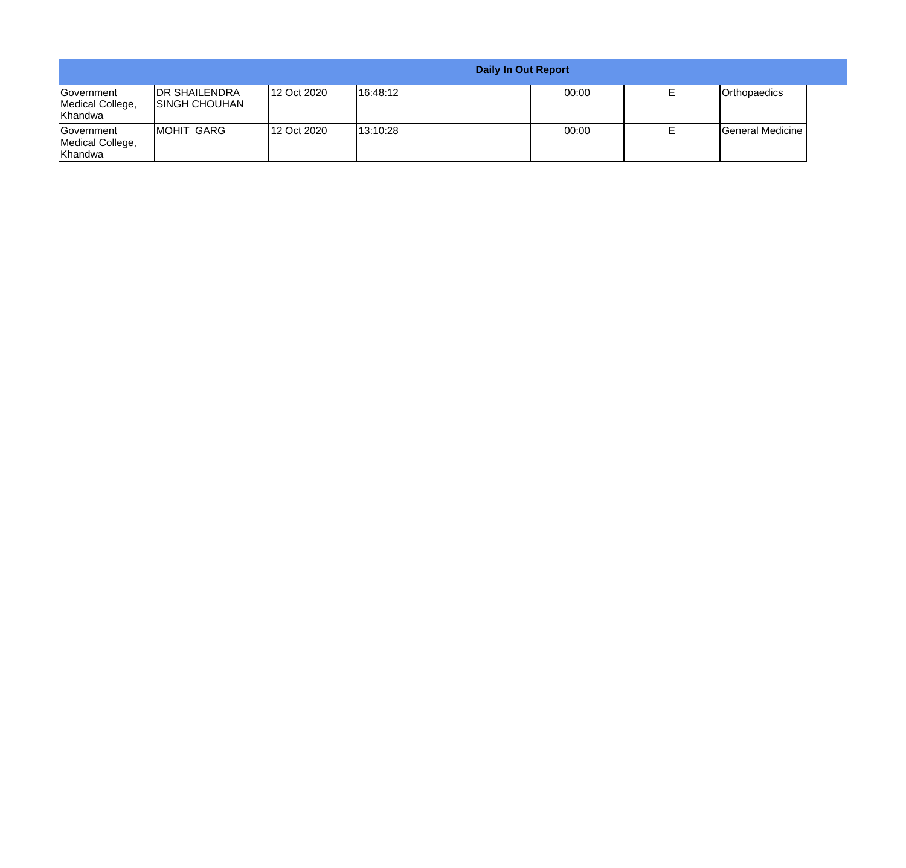| Daily In Out Report | | | | | | | |
|---|---|---|---|---|---|---|---|
| Government Medical College, Khandwa | DR SHAILENDRA SINGH CHOUHAN | 12 Oct 2020 | 16:48:12 | | 00:00 | E | Orthopaedics |
| Government Medical College, Khandwa | MOHIT GARG | 12 Oct 2020 | 13:10:28 | | 00:00 | E | General Medicine |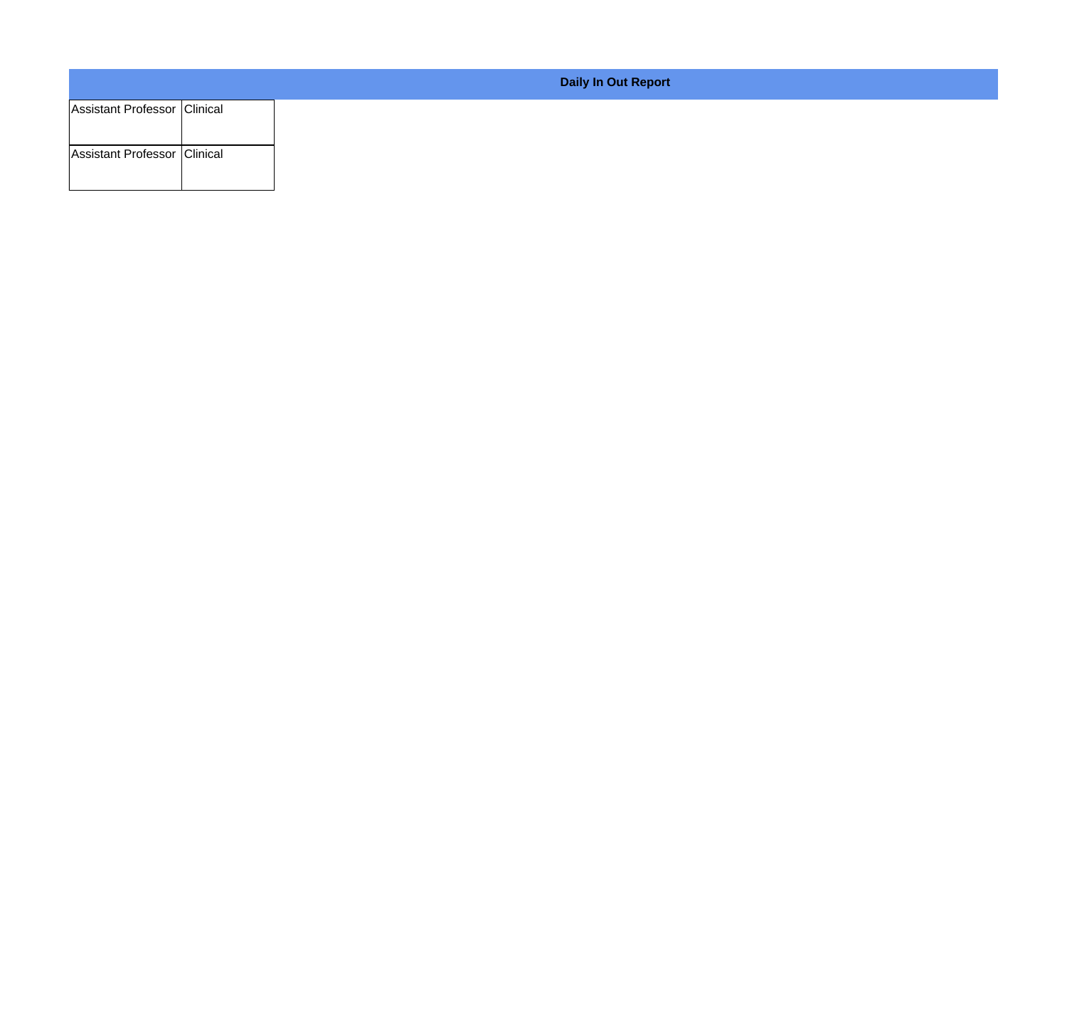**Daily In Out Report**

| | |
|---|---|
| Assistant Professor | Clinical |
| Assistant Professor | Clinical |